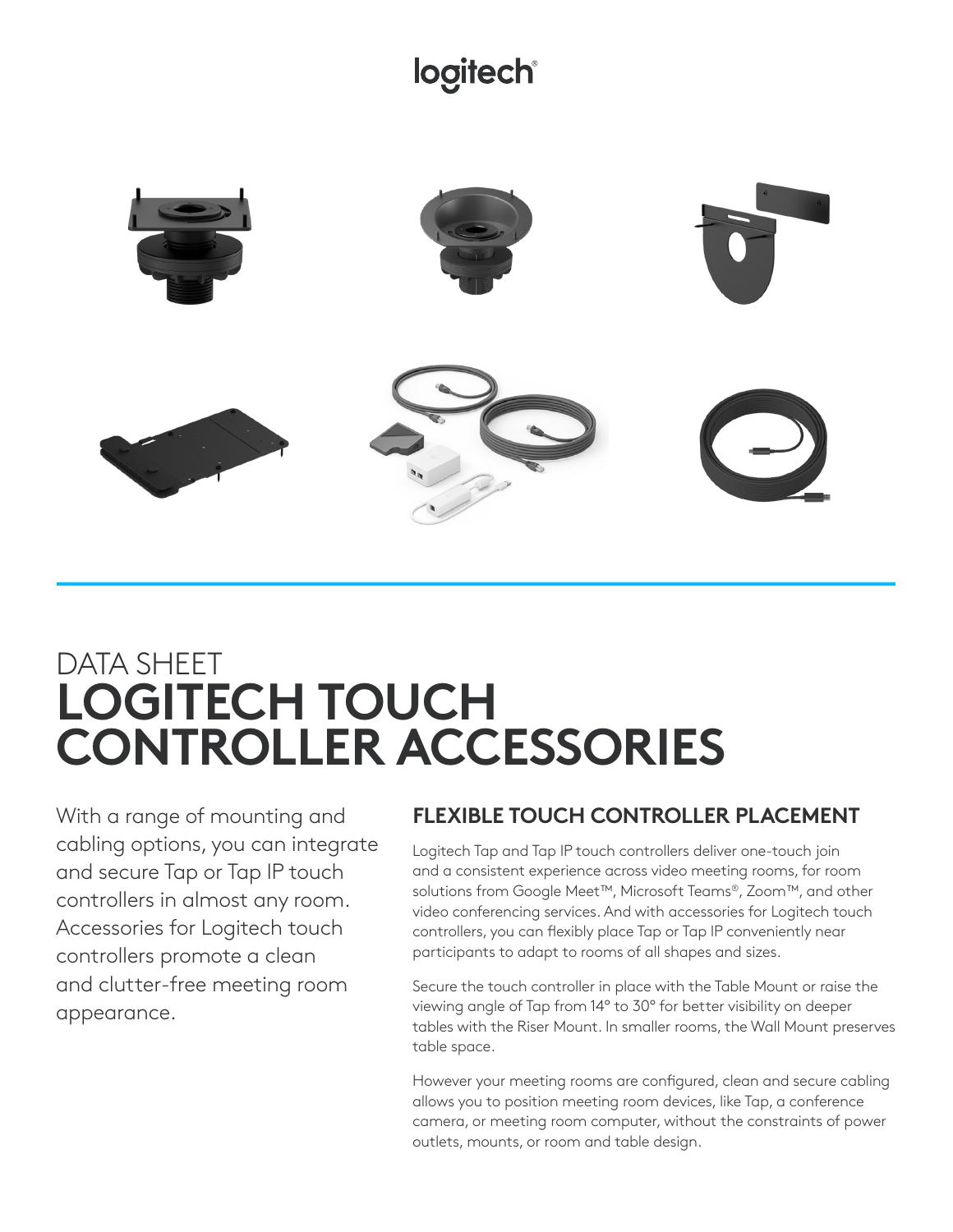logitech

DATA SHEET

# LOGITECH TOUCH CONTROLLER ACCESSORIES

With a range of mounting and cabling options, you can integrate and secure Tap or Tap IP touch controllers in almost any room. Accessories for Logitech touch controllers promote a clean and clutter-free meeting room appearance.

## FLEXIBLE TOUCH CONTROLLER PLACEMENT

Logitech Tap and Tap IP touch controllers deliver one-touch join and a consistent experience across video meeting rooms, for room solutions from Google Meet™, Microsoft Teams®, Zoom™, and other video conferencing services. And with accessories for Logitech touch controllers, you can flexibly place Tap or Tap IP conveniently near participants to adapt to rooms of all shapes and sizes.

Secure the touch controller in place with the Table Mount or raise the viewing angle of Tap from 14° to 30° for better visibility on deeper tables with the Riser Mount. In smaller rooms, the Wall Mount preserves table space.

However your meeting rooms are configured, clean and secure cabling allows you to position meeting room devices, like Tap, a conference camera, or meeting room computer, without the constraints of power outlets, mounts, or room and table design.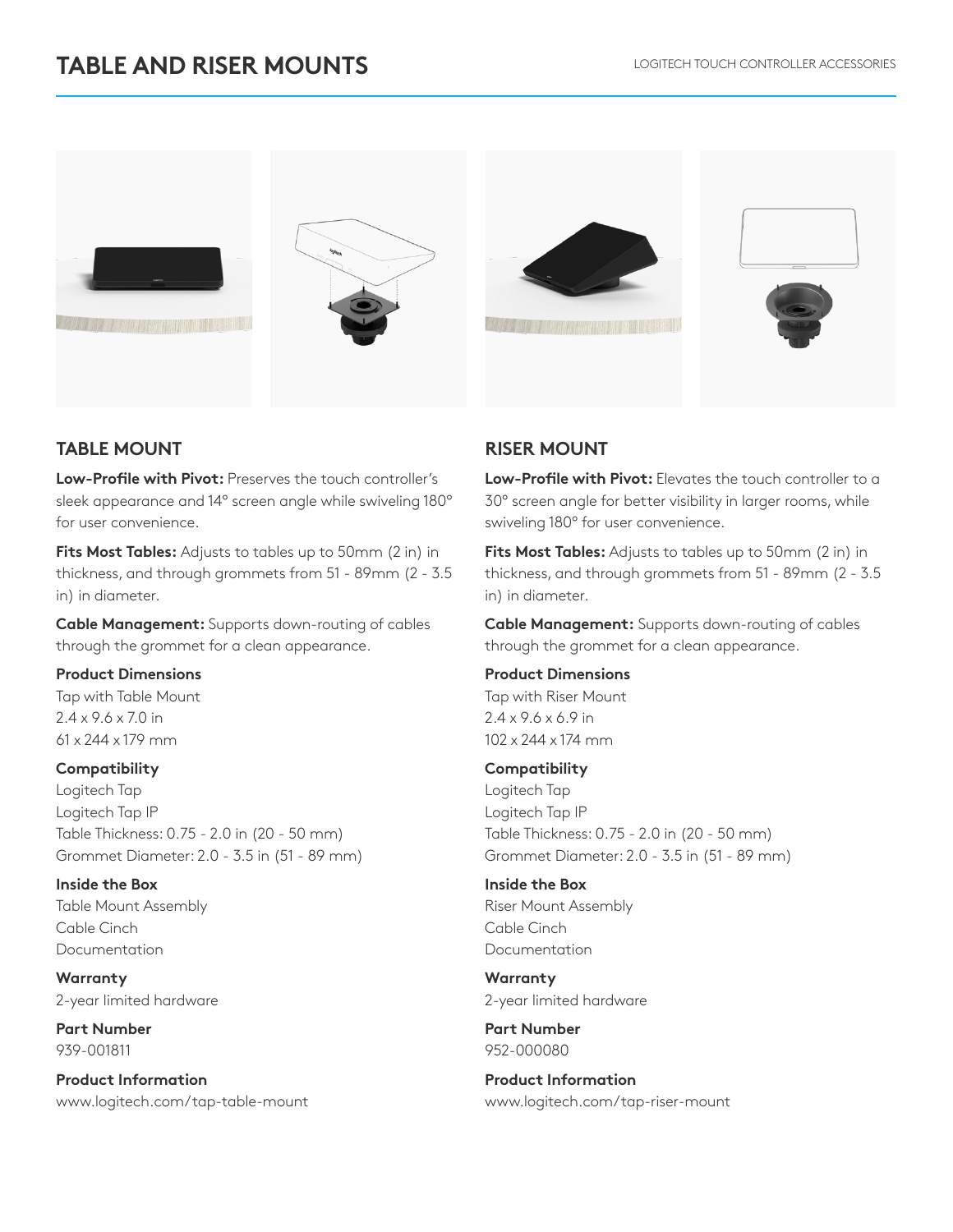# TABLE AND RISER MOUNTS

## TABLE MOUNT

**Low-Profile with Pivot:** Preserves the touch controller's sleek appearance and 14° screen angle while swiveling 180° for user convenience.

**Fits Most Tables:** Adjusts to tables up to 50mm (2 in) in thickness, and through grommets from 51 - 89mm (2 - 3.5 in) in diameter.

**Cable Management:** Supports down-routing of cables through the grommet for a clean appearance.

**Product Dimensions**
Tap with Table Mount
2.4 x 9.6 x 7.0 in
61 x 244 x 179 mm

**Compatibility**
Logitech Tap
Logitech Tap IP
Table Thickness: 0.75 - 2.0 in (20 - 50 mm)
Grommet Diameter: 2.0 - 3.5 in (51 - 89 mm)

**Inside the Box**
Table Mount Assembly
Cable Cinch
Documentation

**Warranty**
2-year limited hardware

**Part Number**
939-001811

**Product Information**
www.logitech.com/tap-table-mount

## RISER MOUNT

**Low-Profile with Pivot:** Elevates the touch controller to a 30° screen angle for better visibility in larger rooms, while swiveling 180° for user convenience.

**Fits Most Tables:** Adjusts to tables up to 50mm (2 in) in thickness, and through grommets from 51 - 89mm (2 - 3.5 in) in diameter.

**Cable Management:** Supports down-routing of cables through the grommet for a clean appearance.

**Product Dimensions**
Tap with Riser Mount
2.4 x 9.6 x 6.9 in
102 x 244 x 174 mm

**Compatibility**
Logitech Tap
Logitech Tap IP
Table Thickness: 0.75 - 2.0 in (20 - 50 mm)
Grommet Diameter: 2.0 - 3.5 in (51 - 89 mm)

**Inside the Box**
Riser Mount Assembly
Cable Cinch
Documentation

**Warranty**
2-year limited hardware

**Part Number**
952-000080

**Product Information**
www.logitech.com/tap-riser-mount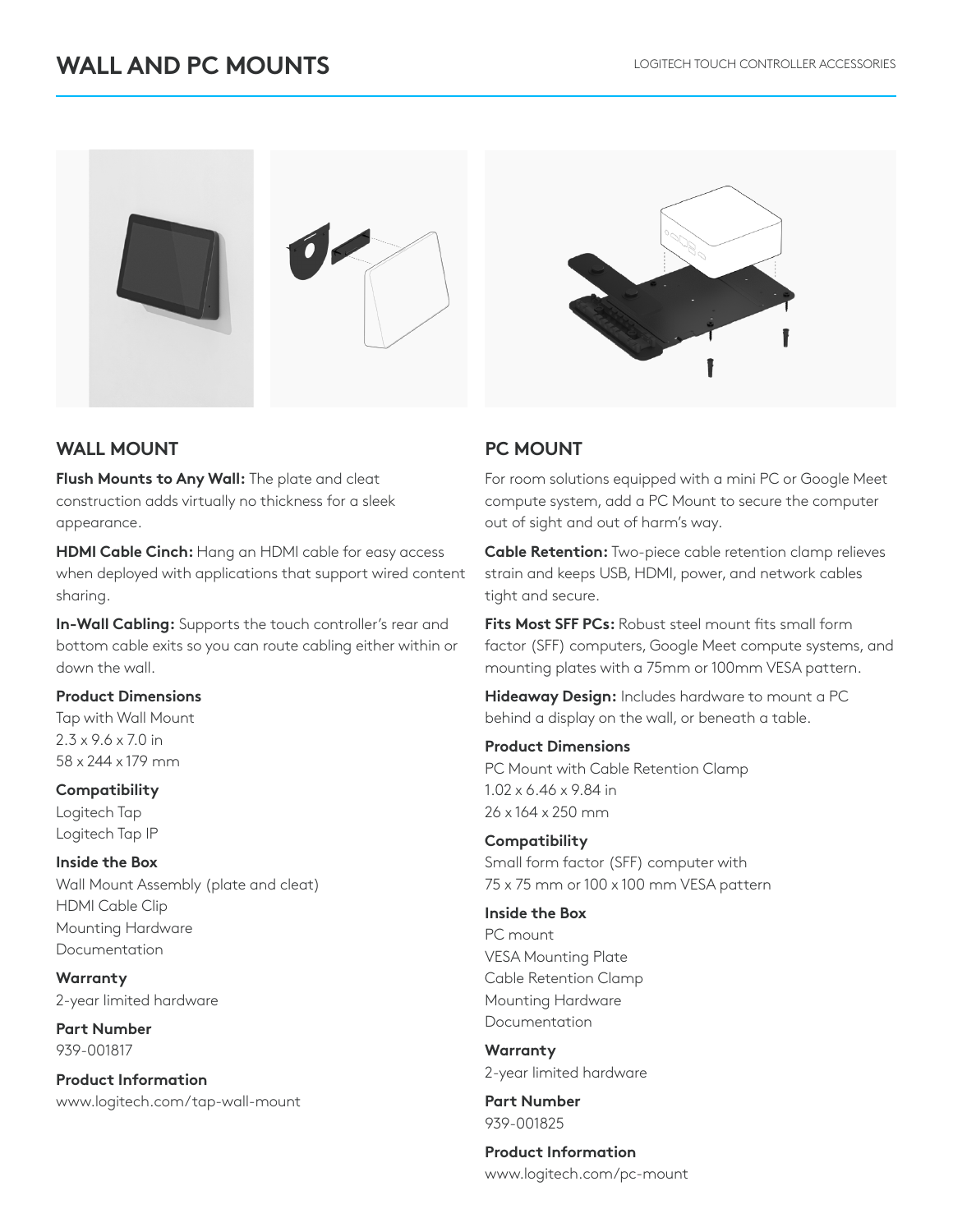# WALL AND PC MOUNTS

## WALL MOUNT

**Flush Mounts to Any Wall:** The plate and cleat construction adds virtually no thickness for a sleek appearance.

**HDMI Cable Cinch:** Hang an HDMI cable for easy access when deployed with applications that support wired content sharing.

**In-Wall Cabling:** Supports the touch controller's rear and bottom cable exits so you can route cabling either within or down the wall.

**Product Dimensions**
Tap with Wall Mount
2.3 x 9.6 x 7.0 in
58 x 244 x 179 mm

**Compatibility**
Logitech Tap
Logitech Tap IP

**Inside the Box**
Wall Mount Assembly (plate and cleat)
HDMI Cable Clip
Mounting Hardware
Documentation

**Warranty**
2-year limited hardware

**Part Number**
939-001817

**Product Information**
www.logitech.com/tap-wall-mount

## PC MOUNT

For room solutions equipped with a mini PC or Google Meet compute system, add a PC Mount to secure the computer out of sight and out of harm's way.

**Cable Retention:** Two-piece cable retention clamp relieves strain and keeps USB, HDMI, power, and network cables tight and secure.

**Fits Most SFF PCs:** Robust steel mount fits small form factor (SFF) computers, Google Meet compute systems, and mounting plates with a 75mm or 100mm VESA pattern.

**Hideaway Design:** Includes hardware to mount a PC behind a display on the wall, or beneath a table.

**Product Dimensions**
PC Mount with Cable Retention Clamp
1.02 x 6.46 x 9.84 in
26 x 164 x 250 mm

**Compatibility**
Small form factor (SFF) computer with
75 x 75 mm or 100 x 100 mm VESA pattern

**Inside the Box**
PC mount
VESA Mounting Plate
Cable Retention Clamp
Mounting Hardware
Documentation

**Warranty**
2-year limited hardware

**Part Number**
939-001825

**Product Information**
www.logitech.com/pc-mount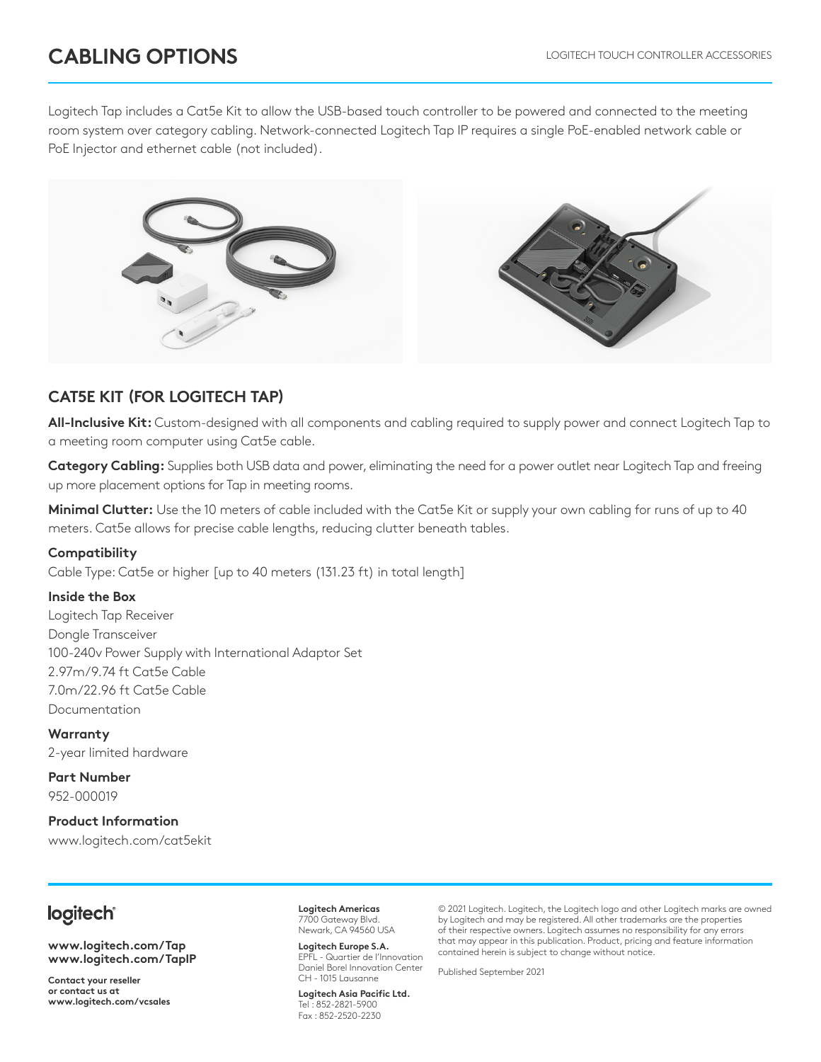# CABLING OPTIONS

Logitech Tap includes a Cat5e Kit to allow the USB-based touch controller to be powered and connected to the meeting room system over category cabling. Network-connected Logitech Tap IP requires a single PoE-enabled network cable or PoE Injector and ethernet cable (not included).

## CAT5E KIT (FOR LOGITECH TAP)

**All-Inclusive Kit:** Custom-designed with all components and cabling required to supply power and connect Logitech Tap to a meeting room computer using Cat5e cable.

**Category Cabling:** Supplies both USB data and power, eliminating the need for a power outlet near Logitech Tap and freeing up more placement options for Tap in meeting rooms.

**Minimal Clutter:** Use the 10 meters of cable included with the Cat5e Kit or supply your own cabling for runs of up to 40 meters. Cat5e allows for precise cable lengths, reducing clutter beneath tables.

### Compatibility

Cable Type: Cat5e or higher [up to 40 meters (131.23 ft) in total length]

### Inside the Box

Logitech Tap Receiver
Dongle Transceiver
100-240v Power Supply with International Adaptor Set
2.97m/9.74 ft Cat5e Cable
7.0m/22.96 ft Cat5e Cable
Documentation

### Warranty

2-year limited hardware

### Part Number

952-000019

### Product Information

www.logitech.com/cat5ekit

logitech

**www.logitech.com/Tap**
**www.logitech.com/TapIP**

**Contact your reseller or contact us at www.logitech.com/vcsales**

**Logitech Americas**
7700 Gateway Blvd.
Newark, CA 94560 USA

**Logitech Europe S.A.**
EPFL - Quartier de l'Innovation
Daniel Borel Innovation Center
CH - 1015 Lausanne

**Logitech Asia Pacific Ltd.**
Tel : 852-2821-5900
Fax : 852-2520-2230

© 2021 Logitech. Logitech, the Logitech logo and other Logitech marks are owned by Logitech and may be registered. All other trademarks are the properties of their respective owners. Logitech assumes no responsibility for any errors that may appear in this publication. Product, pricing and feature information contained herein is subject to change without notice.

Published September 2021